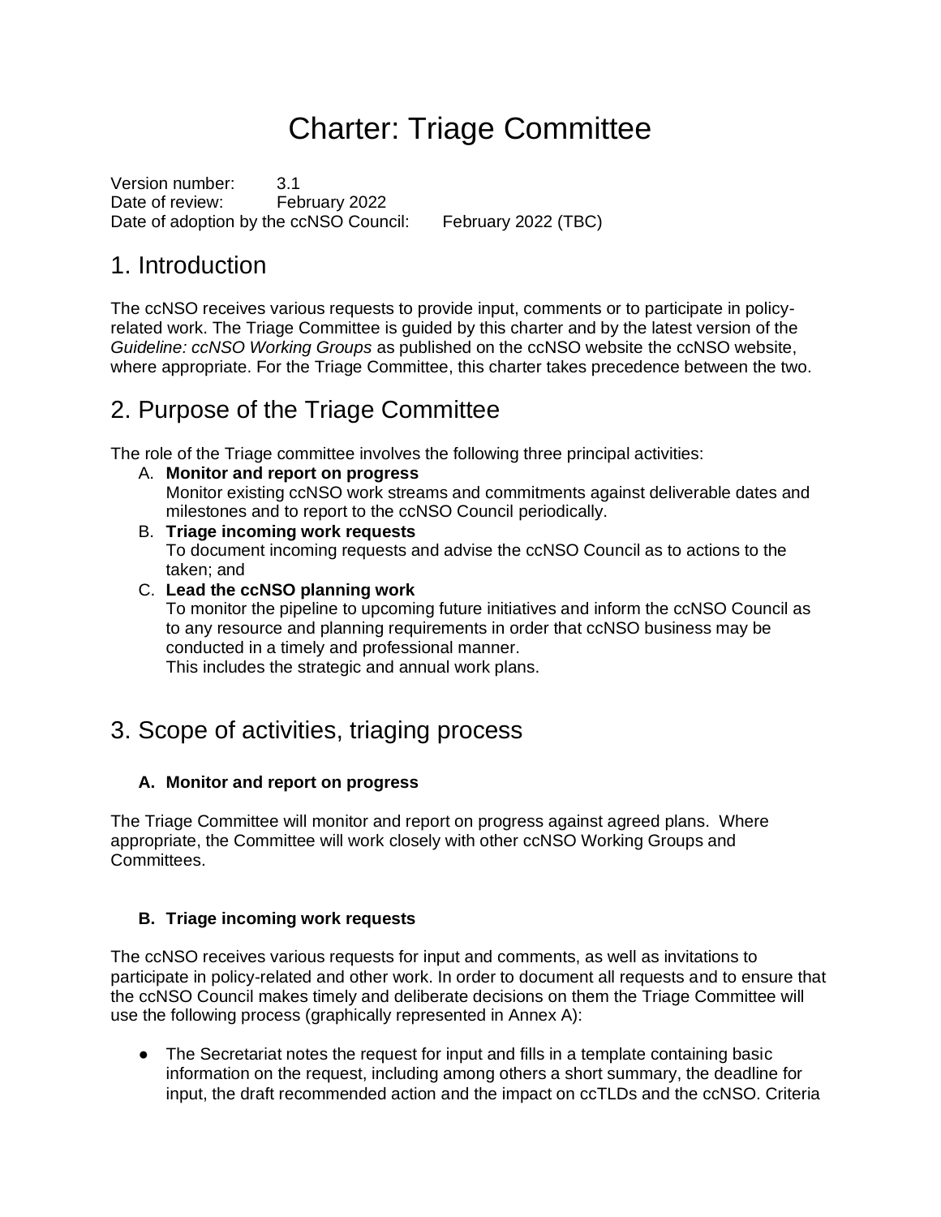# Charter: Triage Committee

Version number: 3.1
Date of review: February 2022
Date of adoption by the ccNSO Council: February 2022 (TBC)

## 1. Introduction

The ccNSO receives various requests to provide input, comments or to participate in policy-related work. The Triage Committee is guided by this charter and by the latest version of the *Guideline: ccNSO Working Groups* as published on the ccNSO website the ccNSO website, where appropriate. For the Triage Committee, this charter takes precedence between the two.

## 2. Purpose of the Triage Committee

The role of the Triage committee involves the following three principal activities:

A. **Monitor and report on progress**
   Monitor existing ccNSO work streams and commitments against deliverable dates and milestones and to report to the ccNSO Council periodically.
B. **Triage incoming work requests**
   To document incoming requests and advise the ccNSO Council as to actions to the taken; and
C. **Lead the ccNSO planning work**
   To monitor the pipeline to upcoming future initiatives and inform the ccNSO Council as to any resource and planning requirements in order that ccNSO business may be conducted in a timely and professional manner.
   This includes the strategic and annual work plans.

## 3. Scope of activities, triaging process

### A. Monitor and report on progress

The Triage Committee will monitor and report on progress against agreed plans. Where appropriate, the Committee will work closely with other ccNSO Working Groups and Committees.

### B. Triage incoming work requests

The ccNSO receives various requests for input and comments, as well as invitations to participate in policy-related and other work. In order to document all requests and to ensure that the ccNSO Council makes timely and deliberate decisions on them the Triage Committee will use the following process (graphically represented in Annex A):

- The Secretariat notes the request for input and fills in a template containing basic information on the request, including among others a short summary, the deadline for input, the draft recommended action and the impact on ccTLDs and the ccNSO. Criteria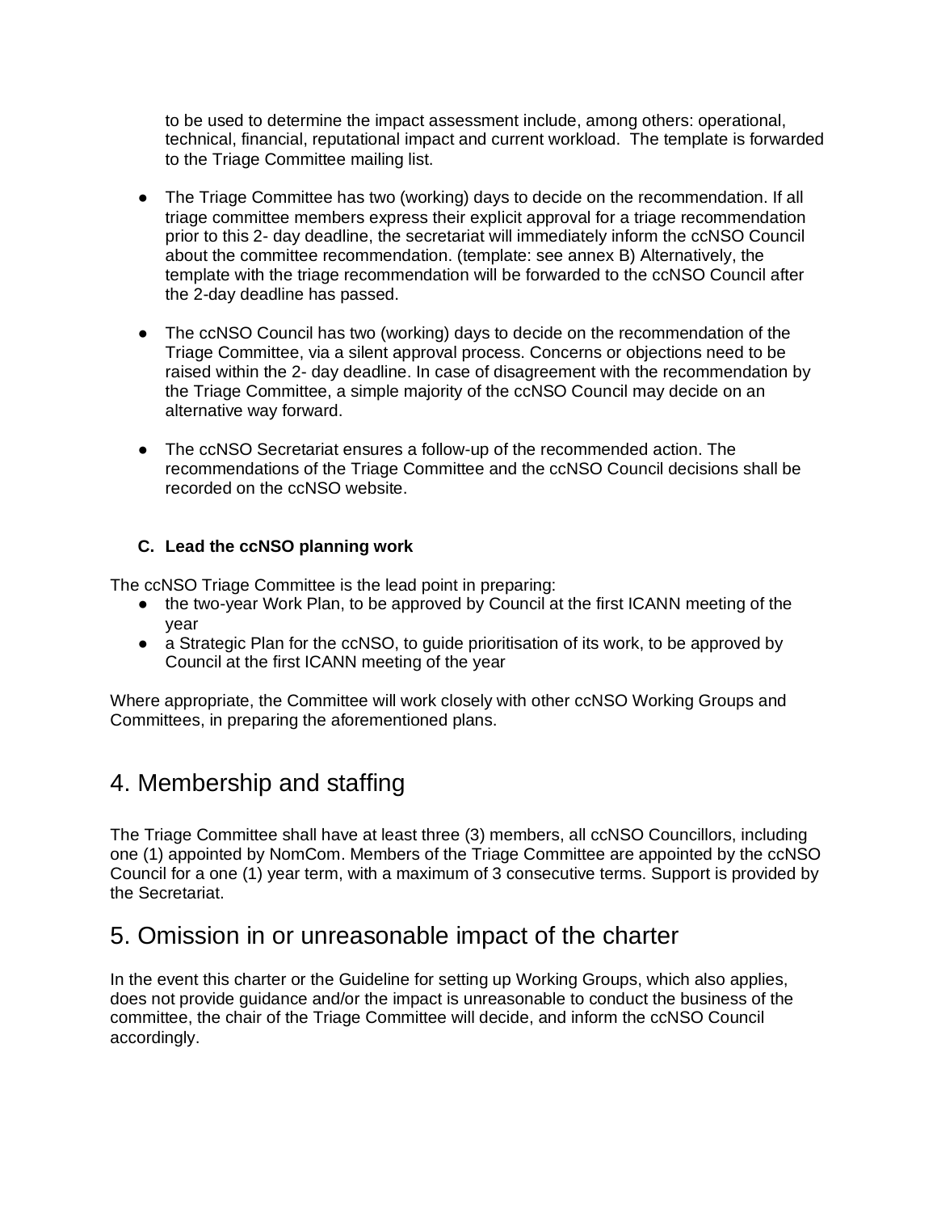to be used to determine the impact assessment include, among others: operational, technical, financial, reputational impact and current workload. The template is forwarded to the Triage Committee mailing list.

- The Triage Committee has two (working) days to decide on the recommendation. If all triage committee members express their explicit approval for a triage recommendation prior to this 2- day deadline, the secretariat will immediately inform the ccNSO Council about the committee recommendation. (template: see annex B) Alternatively, the template with the triage recommendation will be forwarded to the ccNSO Council after the 2-day deadline has passed.

- The ccNSO Council has two (working) days to decide on the recommendation of the Triage Committee, via a silent approval process. Concerns or objections need to be raised within the 2- day deadline. In case of disagreement with the recommendation by the Triage Committee, a simple majority of the ccNSO Council may decide on an alternative way forward.

- The ccNSO Secretariat ensures a follow-up of the recommended action. The recommendations of the Triage Committee and the ccNSO Council decisions shall be recorded on the ccNSO website.

### C. Lead the ccNSO planning work

The ccNSO Triage Committee is the lead point in preparing:

- the two-year Work Plan, to be approved by Council at the first ICANN meeting of the year
- a Strategic Plan for the ccNSO, to guide prioritisation of its work, to be approved by Council at the first ICANN meeting of the year

Where appropriate, the Committee will work closely with other ccNSO Working Groups and Committees, in preparing the aforementioned plans.

## 4. Membership and staffing

The Triage Committee shall have at least three (3) members, all ccNSO Councillors, including one (1) appointed by NomCom. Members of the Triage Committee are appointed by the ccNSO Council for a one (1) year term, with a maximum of 3 consecutive terms. Support is provided by the Secretariat.

## 5. Omission in or unreasonable impact of the charter

In the event this charter or the Guideline for setting up Working Groups, which also applies, does not provide guidance and/or the impact is unreasonable to conduct the business of the committee, the chair of the Triage Committee will decide, and inform the ccNSO Council accordingly.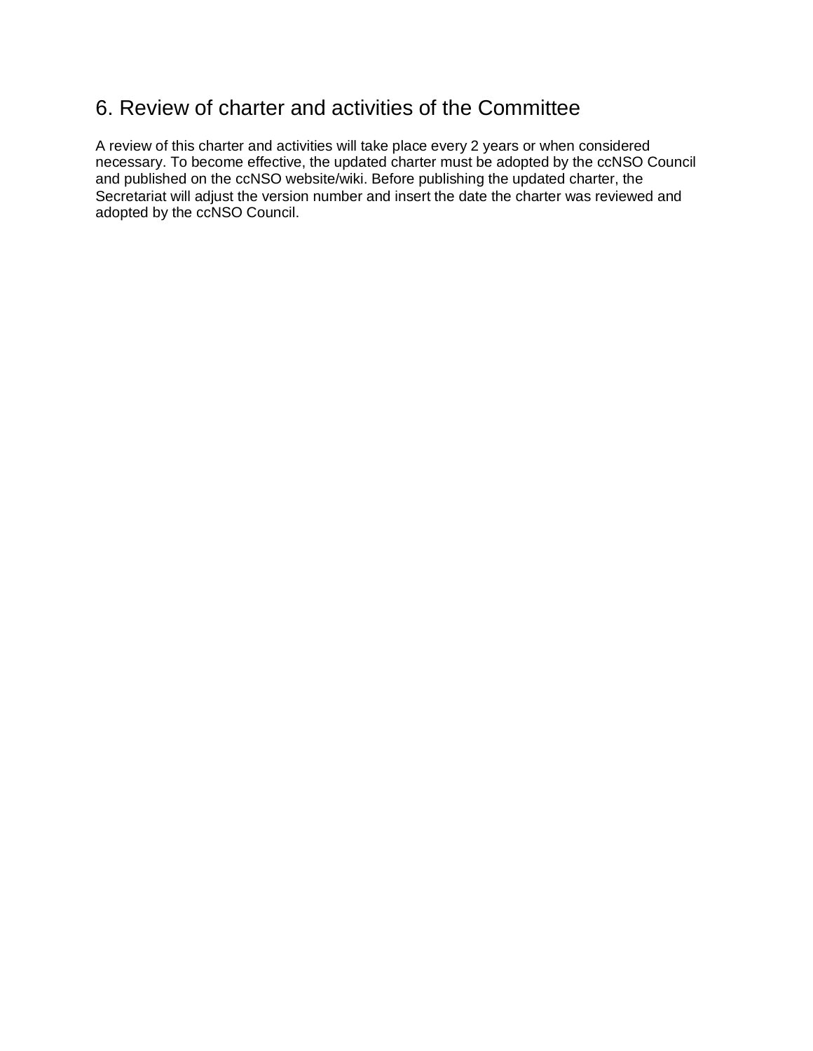## 6. Review of charter and activities of the Committee

A review of this charter and activities will take place every 2 years or when considered necessary. To become effective, the updated charter must be adopted by the ccNSO Council and published on the ccNSO website/wiki. Before publishing the updated charter, the Secretariat will adjust the version number and insert the date the charter was reviewed and adopted by the ccNSO Council.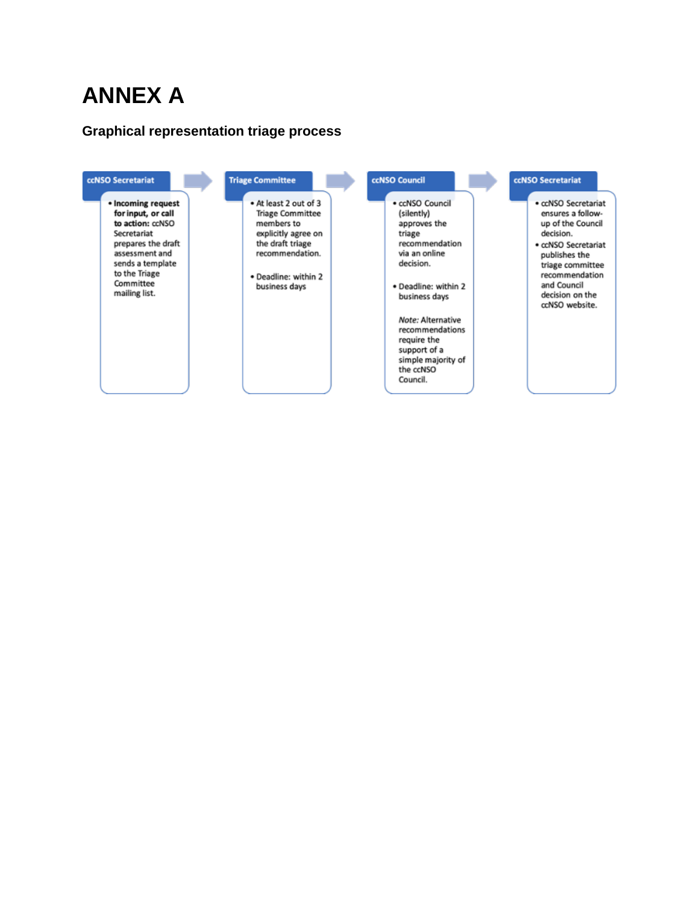# ANNEX A

### Graphical representation triage process

**ccNSO Secretariat**

- **Incoming request for input, or call to action:** ccNSO Secretariat prepares the draft assessment and sends a template to the Triage Committee mailing list.

**Triage Committee**

- At least 2 out of 3 Triage Committee members to explicitly agree on the draft triage recommendation.
- Deadline: within 2 business days

**ccNSO Council**

- ccNSO Council (silently) approves the triage recommendation via an online decision.
- Deadline: within 2 business days

*Note:* Alternative recommendations require the support of a simple majority of the ccNSO Council.

**ccNSO Secretariat**

- ccNSO Secretariat ensures a follow-up of the Council decision.
- ccNSO Secretariat publishes the triage committee recommendation and Council decision on the ccNSO website.